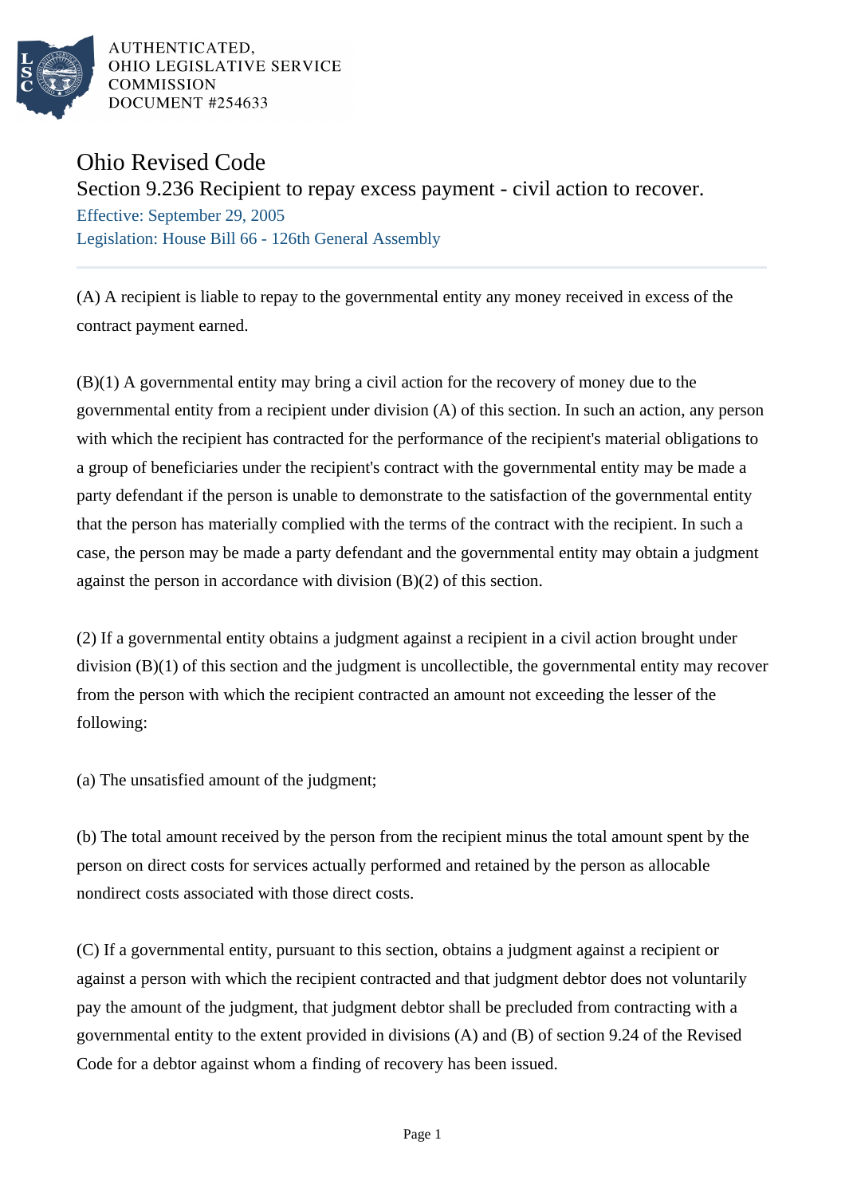AUTHENTICATED,
OHIO LEGISLATIVE SERVICE
COMMISSION
DOCUMENT #254633

# Ohio Revised Code

## Section 9.236 Recipient to repay excess payment - civil action to recover.

Effective: September 29, 2005

Legislation: House Bill 66 - 126th General Assembly

---

(A) A recipient is liable to repay to the governmental entity any money received in excess of the contract payment earned.

(B)(1) A governmental entity may bring a civil action for the recovery of money due to the governmental entity from a recipient under division (A) of this section. In such an action, any person with which the recipient has contracted for the performance of the recipient's material obligations to a group of beneficiaries under the recipient's contract with the governmental entity may be made a party defendant if the person is unable to demonstrate to the satisfaction of the governmental entity that the person has materially complied with the terms of the contract with the recipient. In such a case, the person may be made a party defendant and the governmental entity may obtain a judgment against the person in accordance with division (B)(2) of this section.

(2) If a governmental entity obtains a judgment against a recipient in a civil action brought under division (B)(1) of this section and the judgment is uncollectible, the governmental entity may recover from the person with which the recipient contracted an amount not exceeding the lesser of the following:

(a) The unsatisfied amount of the judgment;

(b) The total amount received by the person from the recipient minus the total amount spent by the person on direct costs for services actually performed and retained by the person as allocable nondirect costs associated with those direct costs.

(C) If a governmental entity, pursuant to this section, obtains a judgment against a recipient or against a person with which the recipient contracted and that judgment debtor does not voluntarily pay the amount of the judgment, that judgment debtor shall be precluded from contracting with a governmental entity to the extent provided in divisions (A) and (B) of section 9.24 of the Revised Code for a debtor against whom a finding of recovery has been issued.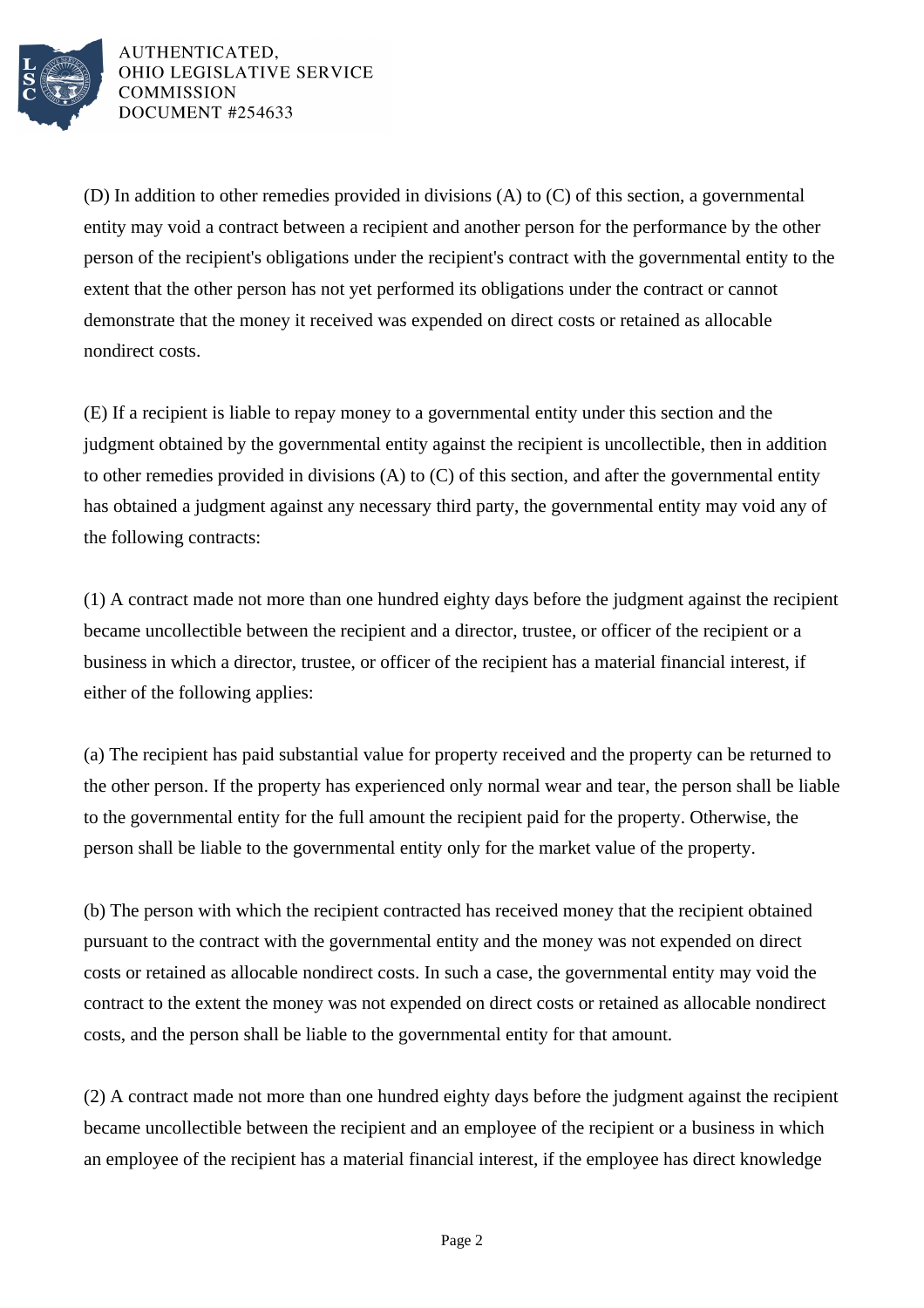(D) In addition to other remedies provided in divisions (A) to (C) of this section, a governmental entity may void a contract between a recipient and another person for the performance by the other person of the recipient's obligations under the recipient's contract with the governmental entity to the extent that the other person has not yet performed its obligations under the contract or cannot demonstrate that the money it received was expended on direct costs or retained as allocable nondirect costs.

(E) If a recipient is liable to repay money to a governmental entity under this section and the judgment obtained by the governmental entity against the recipient is uncollectible, then in addition to other remedies provided in divisions (A) to (C) of this section, and after the governmental entity has obtained a judgment against any necessary third party, the governmental entity may void any of the following contracts:

(1) A contract made not more than one hundred eighty days before the judgment against the recipient became uncollectible between the recipient and a director, trustee, or officer of the recipient or a business in which a director, trustee, or officer of the recipient has a material financial interest, if either of the following applies:

(a) The recipient has paid substantial value for property received and the property can be returned to the other person. If the property has experienced only normal wear and tear, the person shall be liable to the governmental entity for the full amount the recipient paid for the property. Otherwise, the person shall be liable to the governmental entity only for the market value of the property.

(b) The person with which the recipient contracted has received money that the recipient obtained pursuant to the contract with the governmental entity and the money was not expended on direct costs or retained as allocable nondirect costs. In such a case, the governmental entity may void the contract to the extent the money was not expended on direct costs or retained as allocable nondirect costs, and the person shall be liable to the governmental entity for that amount.

(2) A contract made not more than one hundred eighty days before the judgment against the recipient became uncollectible between the recipient and an employee of the recipient or a business in which an employee of the recipient has a material financial interest, if the employee has direct knowledge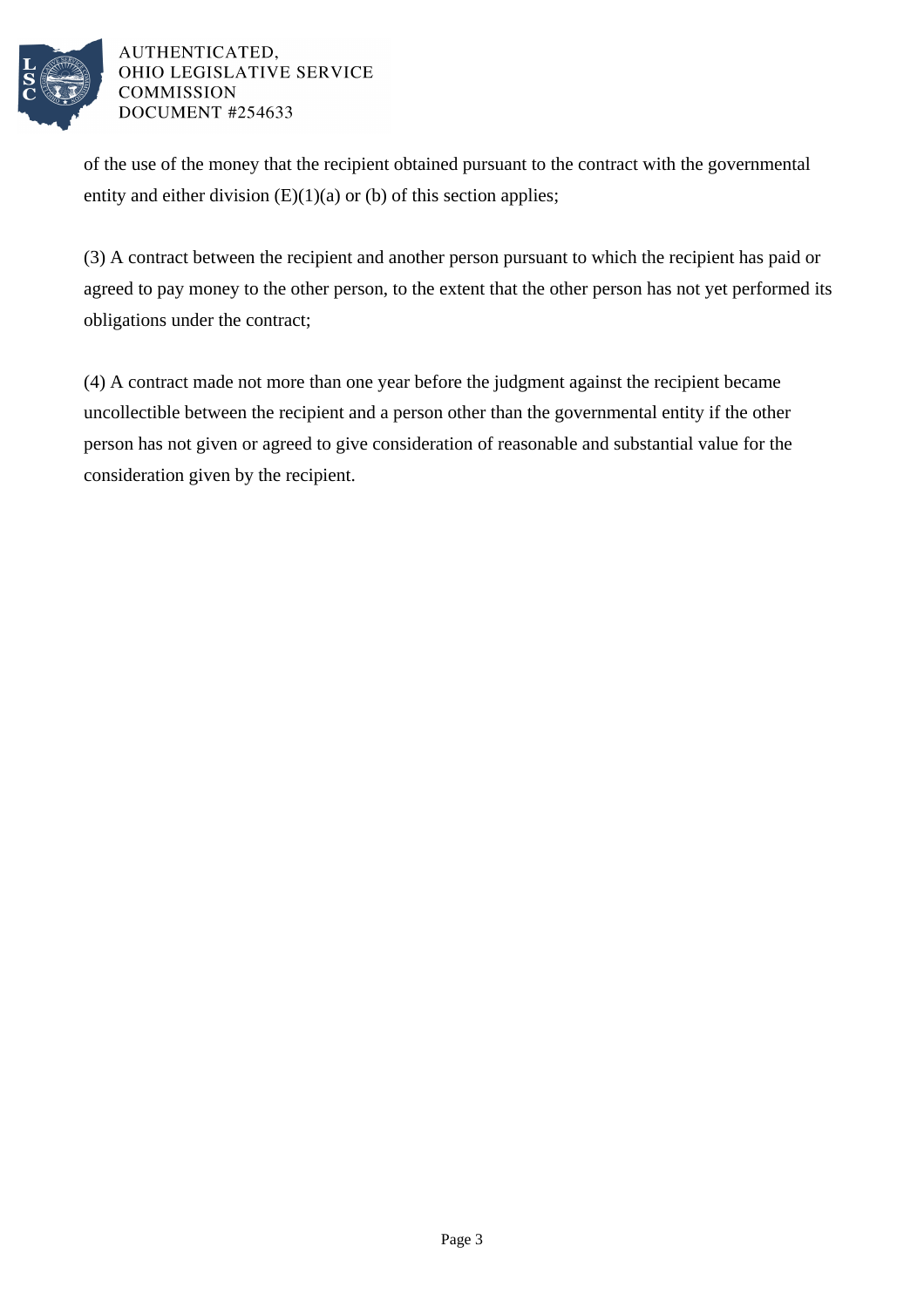of the use of the money that the recipient obtained pursuant to the contract with the governmental entity and either division (E)(1)(a) or (b) of this section applies;

(3) A contract between the recipient and another person pursuant to which the recipient has paid or agreed to pay money to the other person, to the extent that the other person has not yet performed its obligations under the contract;

(4) A contract made not more than one year before the judgment against the recipient became uncollectible between the recipient and a person other than the governmental entity if the other person has not given or agreed to give consideration of reasonable and substantial value for the consideration given by the recipient.